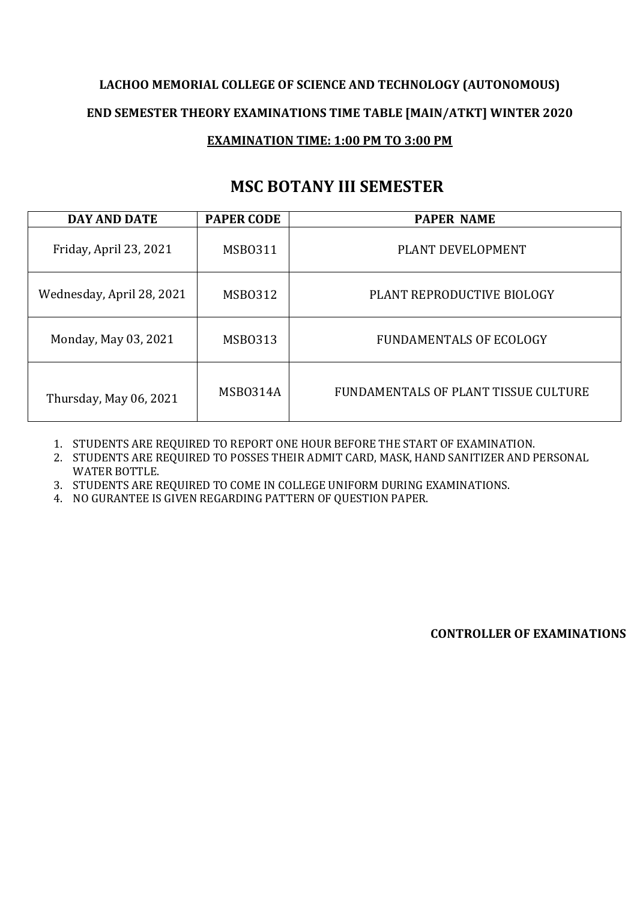**LACHOO MEMORIAL COLLEGE OF SCIENCE AND TECHNOLOGY (AUTONOMOUS)**

**END SEMESTER THEORY EXAMINATIONS TIME TABLE [MAIN/ATKT] WINTER 2020**

**EXAMINATION TIME: 1:00 PM TO 3:00 PM**

# MSC BOTANY III SEMESTER

| DAY AND DATE | PAPER CODE | PAPER NAME |
| --- | --- | --- |
| Friday, April 23, 2021 | MSBO311 | PLANT DEVELOPMENT |
| Wednesday, April 28, 2021 | MSBO312 | PLANT REPRODUCTIVE BIOLOGY |
| Monday, May 03, 2021 | MSBO313 | FUNDAMENTALS OF ECOLOGY |
| Thursday, May 06, 2021 | MSBO314A | FUNDAMENTALS OF PLANT TISSUE CULTURE |

1. STUDENTS ARE REQUIRED TO REPORT ONE HOUR BEFORE THE START OF EXAMINATION.
2. STUDENTS ARE REQUIRED TO POSSES THEIR ADMIT CARD, MASK, HAND SANITIZER AND PERSONAL WATER BOTTLE.
3. STUDENTS ARE REQUIRED TO COME IN COLLEGE UNIFORM DURING EXAMINATIONS.
4. NO GURANTEE IS GIVEN REGARDING PATTERN OF QUESTION PAPER.

**CONTROLLER OF EXAMINATIONS**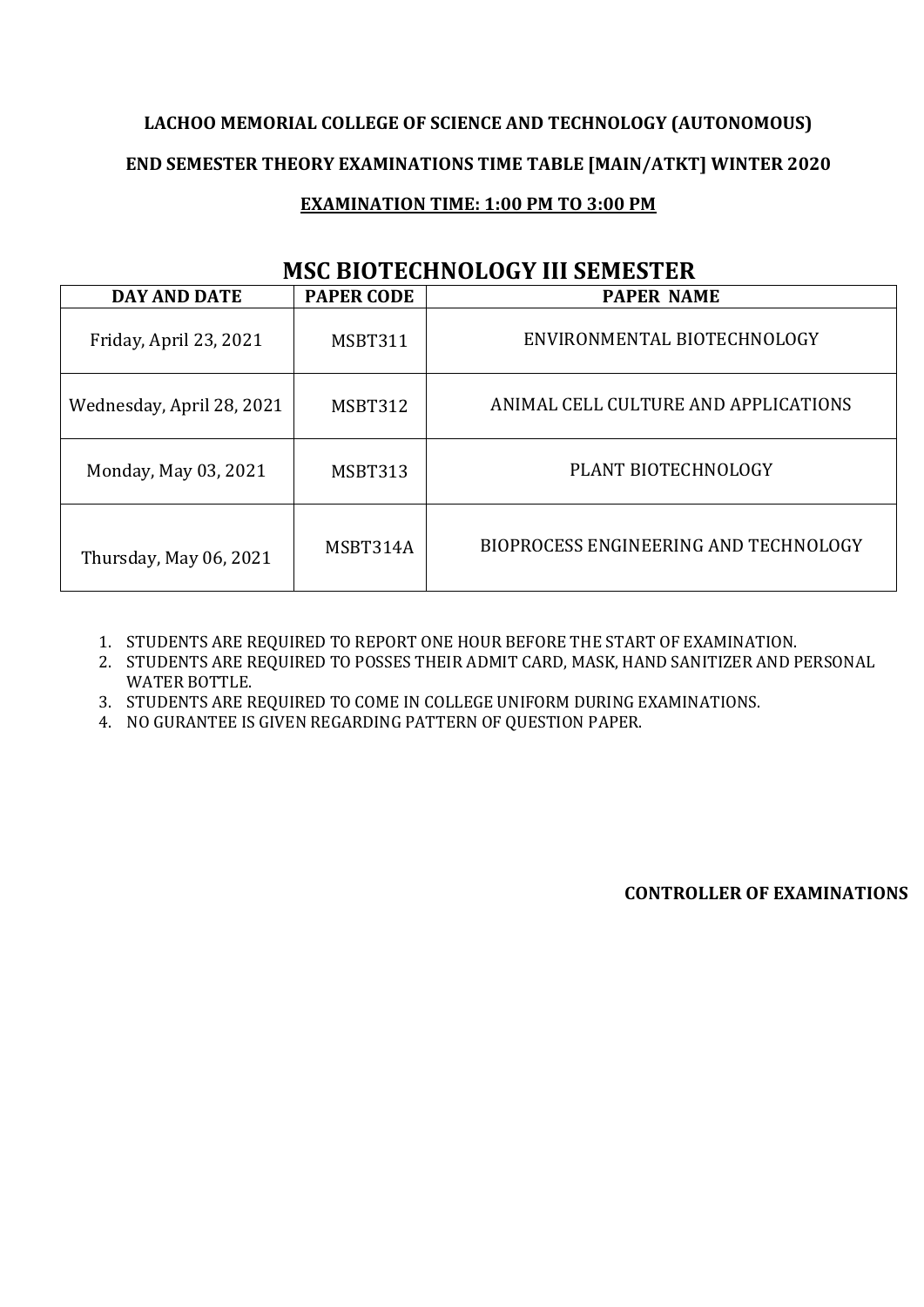**LACHOO MEMORIAL COLLEGE OF SCIENCE AND TECHNOLOGY (AUTONOMOUS)**

**END SEMESTER THEORY EXAMINATIONS TIME TABLE [MAIN/ATKT] WINTER 2020**

**EXAMINATION TIME: 1:00 PM TO 3:00 PM**

## MSC BIOTECHNOLOGY III SEMESTER

| DAY AND DATE | PAPER CODE | PAPER NAME |
| --- | --- | --- |
| Friday, April 23, 2021 | MSBT311 | ENVIRONMENTAL BIOTECHNOLOGY |
| Wednesday, April 28, 2021 | MSBT312 | ANIMAL CELL CULTURE AND APPLICATIONS |
| Monday, May 03, 2021 | MSBT313 | PLANT BIOTECHNOLOGY |
| Thursday, May 06, 2021 | MSBT314A | BIOPROCESS ENGINEERING AND TECHNOLOGY |

1. STUDENTS ARE REQUIRED TO REPORT ONE HOUR BEFORE THE START OF EXAMINATION.
2. STUDENTS ARE REQUIRED TO POSSES THEIR ADMIT CARD, MASK, HAND SANITIZER AND PERSONAL WATER BOTTLE.
3. STUDENTS ARE REQUIRED TO COME IN COLLEGE UNIFORM DURING EXAMINATIONS.
4. NO GURANTEE IS GIVEN REGARDING PATTERN OF QUESTION PAPER.

**CONTROLLER OF EXAMINATIONS**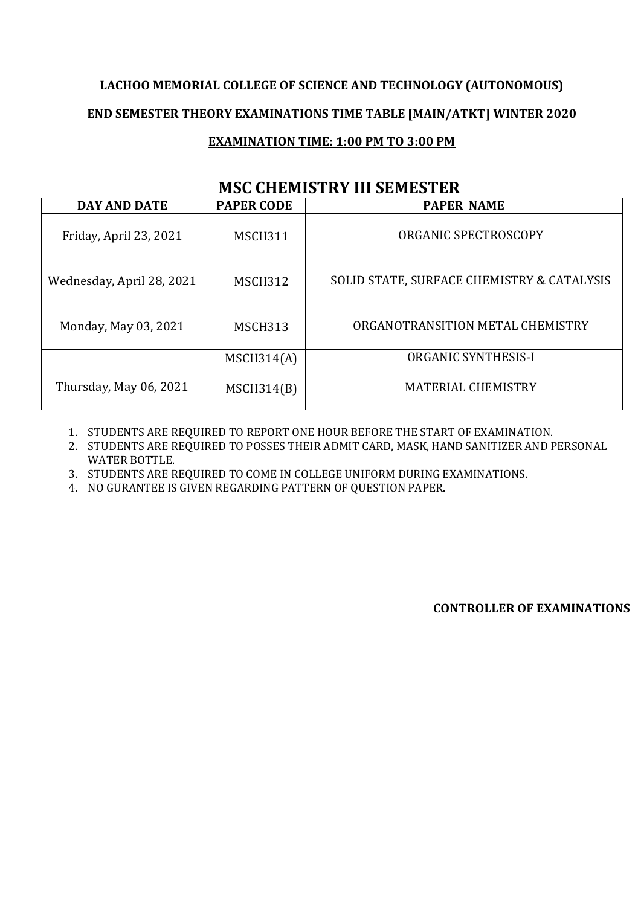**LACHOO MEMORIAL COLLEGE OF SCIENCE AND TECHNOLOGY (AUTONOMOUS)**

**END SEMESTER THEORY EXAMINATIONS TIME TABLE [MAIN/ATKT] WINTER 2020**

**EXAMINATION TIME: 1:00 PM TO 3:00 PM**

## MSC CHEMISTRY III SEMESTER

| DAY AND DATE | PAPER CODE | PAPER NAME |
|---|---|---|
| Friday, April 23, 2021 | MSCH311 | ORGANIC SPECTROSCOPY |
| Wednesday, April 28, 2021 | MSCH312 | SOLID STATE, SURFACE CHEMISTRY & CATALYSIS |
| Monday, May 03, 2021 | MSCH313 | ORGANOTRANSITION METAL CHEMISTRY |
| Thursday, May 06, 2021 | MSCH314(A) | ORGANIC SYNTHESIS-I |
| | MSCH314(B) | MATERIAL CHEMISTRY |

1. STUDENTS ARE REQUIRED TO REPORT ONE HOUR BEFORE THE START OF EXAMINATION.
2. STUDENTS ARE REQUIRED TO POSSES THEIR ADMIT CARD, MASK, HAND SANITIZER AND PERSONAL WATER BOTTLE.
3. STUDENTS ARE REQUIRED TO COME IN COLLEGE UNIFORM DURING EXAMINATIONS.
4. NO GURANTEE IS GIVEN REGARDING PATTERN OF QUESTION PAPER.

**CONTROLLER OF EXAMINATIONS**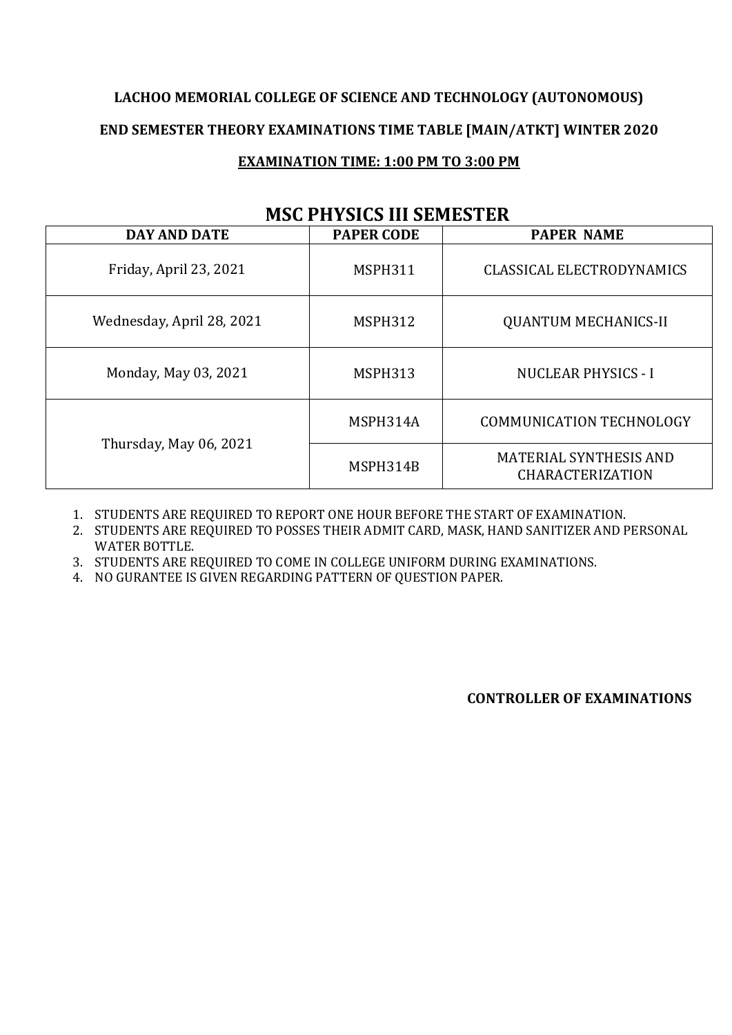**LACHOO MEMORIAL COLLEGE OF SCIENCE AND TECHNOLOGY (AUTONOMOUS)**

**END SEMESTER THEORY EXAMINATIONS TIME TABLE [MAIN/ATKT] WINTER 2020**

**EXAMINATION TIME: 1:00 PM TO 3:00 PM**

## MSC PHYSICS III SEMESTER

| DAY AND DATE | PAPER CODE | PAPER NAME |
|---|---|---|
| Friday, April 23, 2021 | MSPH311 | CLASSICAL ELECTRODYNAMICS |
| Wednesday, April 28, 2021 | MSPH312 | QUANTUM MECHANICS-II |
| Monday, May 03, 2021 | MSPH313 | NUCLEAR PHYSICS - I |
| Thursday, May 06, 2021 | MSPH314A | COMMUNICATION TECHNOLOGY |
| | MSPH314B | MATERIAL SYNTHESIS AND CHARACTERIZATION |

1. STUDENTS ARE REQUIRED TO REPORT ONE HOUR BEFORE THE START OF EXAMINATION.
2. STUDENTS ARE REQUIRED TO POSSES THEIR ADMIT CARD, MASK, HAND SANITIZER AND PERSONAL WATER BOTTLE.
3. STUDENTS ARE REQUIRED TO COME IN COLLEGE UNIFORM DURING EXAMINATIONS.
4. NO GURANTEE IS GIVEN REGARDING PATTERN OF QUESTION PAPER.

**CONTROLLER OF EXAMINATIONS**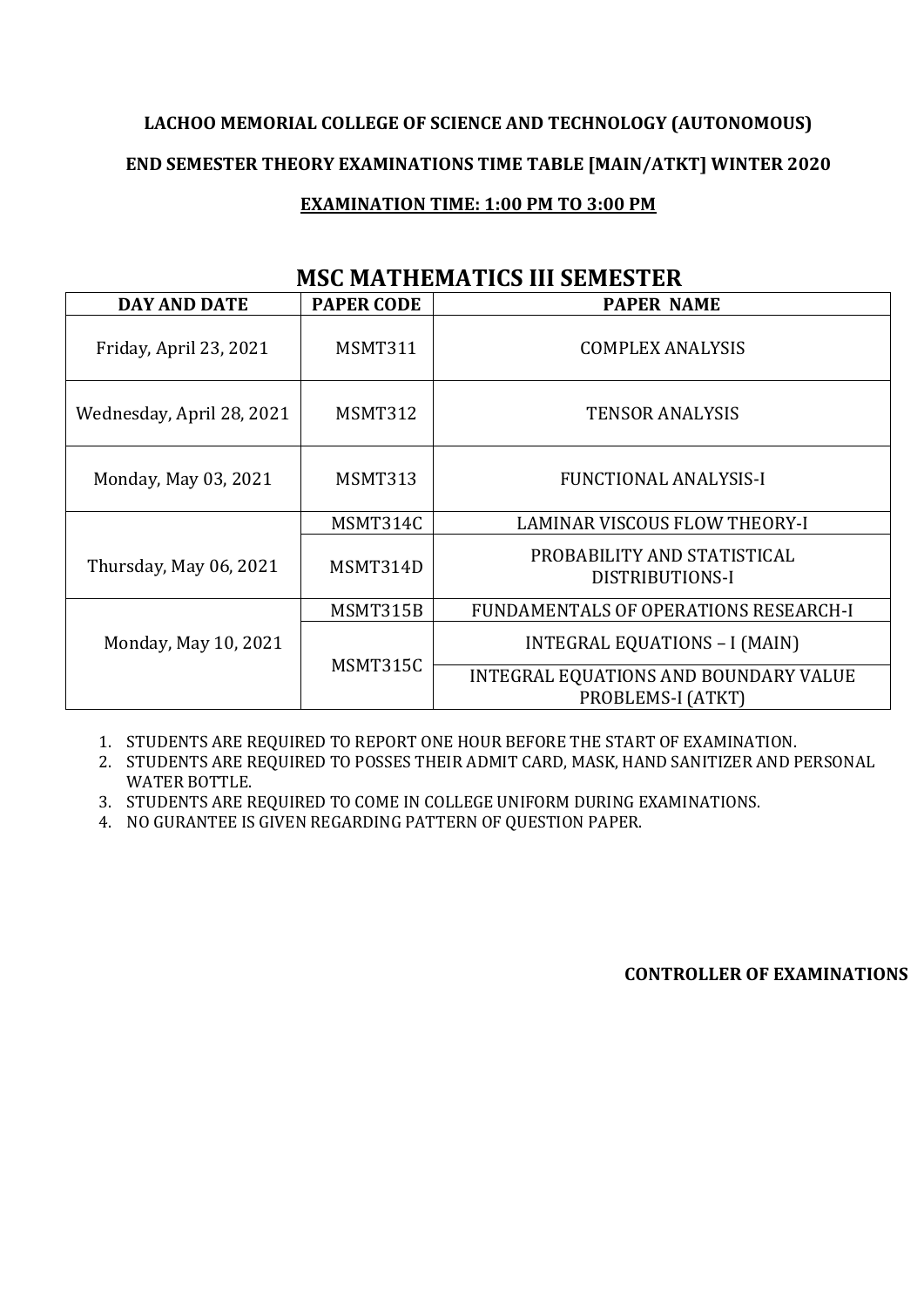**LACHOO MEMORIAL COLLEGE OF SCIENCE AND TECHNOLOGY (AUTONOMOUS)**

**END SEMESTER THEORY EXAMINATIONS TIME TABLE [MAIN/ATKT] WINTER 2020**

**EXAMINATION TIME: 1:00 PM TO 3:00 PM**

## MSC MATHEMATICS III SEMESTER

| DAY AND DATE | PAPER CODE | PAPER NAME |
|---|---|---|
| Friday, April 23, 2021 | MSMT311 | COMPLEX ANALYSIS |
| Wednesday, April 28, 2021 | MSMT312 | TENSOR ANALYSIS |
| Monday, May 03, 2021 | MSMT313 | FUNCTIONAL ANALYSIS-I |
| Thursday, May 06, 2021 | MSMT314C | LAMINAR VISCOUS FLOW THEORY-I |
| | MSMT314D | PROBABILITY AND STATISTICAL DISTRIBUTIONS-I |
| Monday, May 10, 2021 | MSMT315B | FUNDAMENTALS OF OPERATIONS RESEARCH-I |
| | MSMT315C | INTEGRAL EQUATIONS – I (MAIN) |
| | | INTEGRAL EQUATIONS AND BOUNDARY VALUE PROBLEMS-I (ATKT) |

1. STUDENTS ARE REQUIRED TO REPORT ONE HOUR BEFORE THE START OF EXAMINATION.
2. STUDENTS ARE REQUIRED TO POSSES THEIR ADMIT CARD, MASK, HAND SANITIZER AND PERSONAL WATER BOTTLE.
3. STUDENTS ARE REQUIRED TO COME IN COLLEGE UNIFORM DURING EXAMINATIONS.
4. NO GURANTEE IS GIVEN REGARDING PATTERN OF QUESTION PAPER.

**CONTROLLER OF EXAMINATIONS**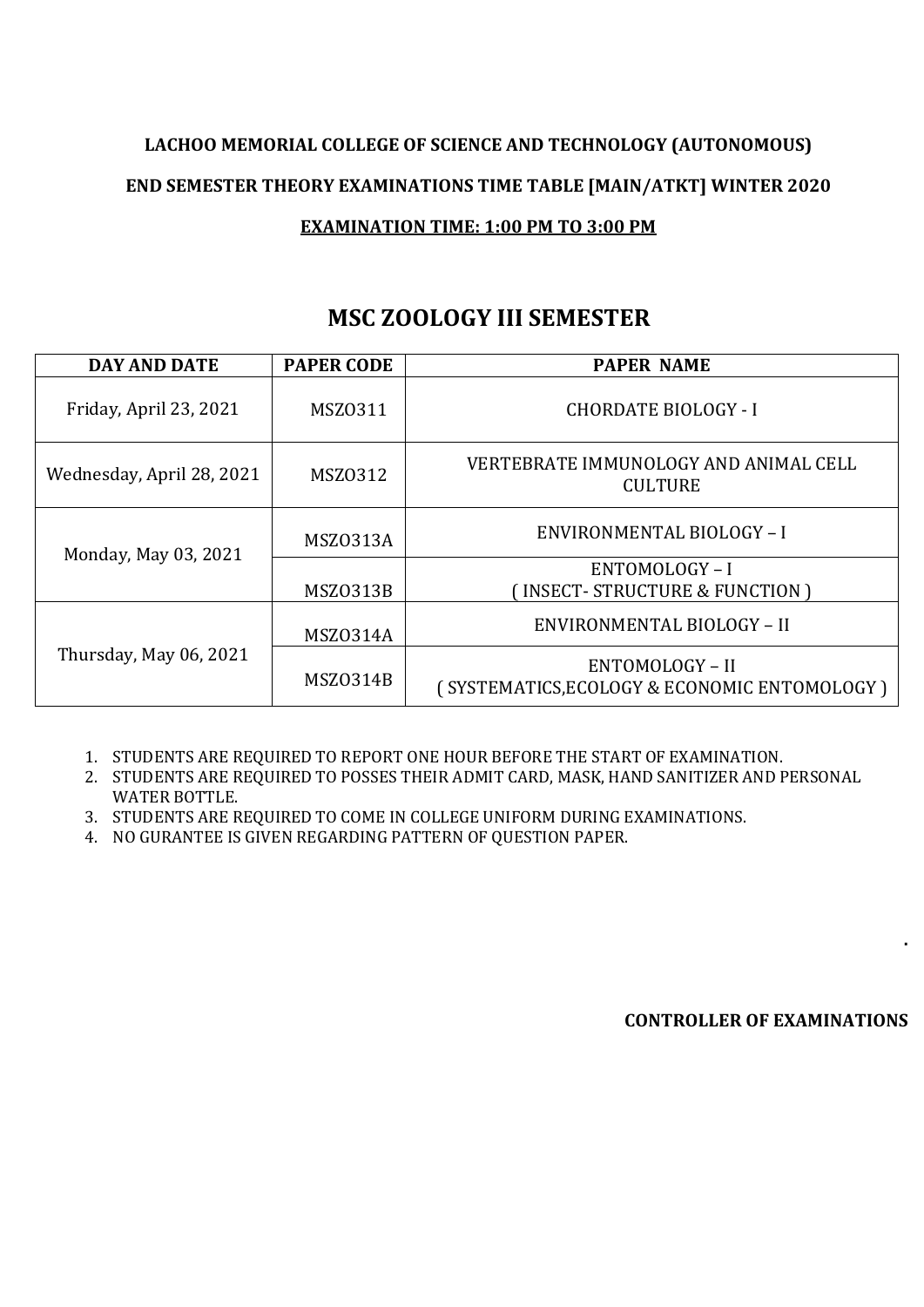**LACHOO MEMORIAL COLLEGE OF SCIENCE AND TECHNOLOGY (AUTONOMOUS)**

**END SEMESTER THEORY EXAMINATIONS TIME TABLE [MAIN/ATKT] WINTER 2020**

**EXAMINATION TIME: 1:00 PM TO 3:00 PM**

## MSC ZOOLOGY III SEMESTER

| DAY AND DATE | PAPER CODE | PAPER NAME |
|---|---|---|
| Friday, April 23, 2021 | MSZO311 | CHORDATE BIOLOGY - I |
| Wednesday, April 28, 2021 | MSZO312 | VERTEBRATE IMMUNOLOGY AND ANIMAL CELL CULTURE |
| Monday, May 03, 2021 | MSZO313A | ENVIRONMENTAL BIOLOGY – I |
| | MSZO313B | ENTOMOLOGY – I ( INSECT- STRUCTURE & FUNCTION ) |
| Thursday, May 06, 2021 | MSZO314A | ENVIRONMENTAL BIOLOGY – II |
| | MSZO314B | ENTOMOLOGY – II ( SYSTEMATICS,ECOLOGY & ECONOMIC ENTOMOLOGY ) |

1. STUDENTS ARE REQUIRED TO REPORT ONE HOUR BEFORE THE START OF EXAMINATION.
2. STUDENTS ARE REQUIRED TO POSSES THEIR ADMIT CARD, MASK, HAND SANITIZER AND PERSONAL WATER BOTTLE.
3. STUDENTS ARE REQUIRED TO COME IN COLLEGE UNIFORM DURING EXAMINATIONS.
4. NO GURANTEE IS GIVEN REGARDING PATTERN OF QUESTION PAPER.

**CONTROLLER OF EXAMINATIONS**